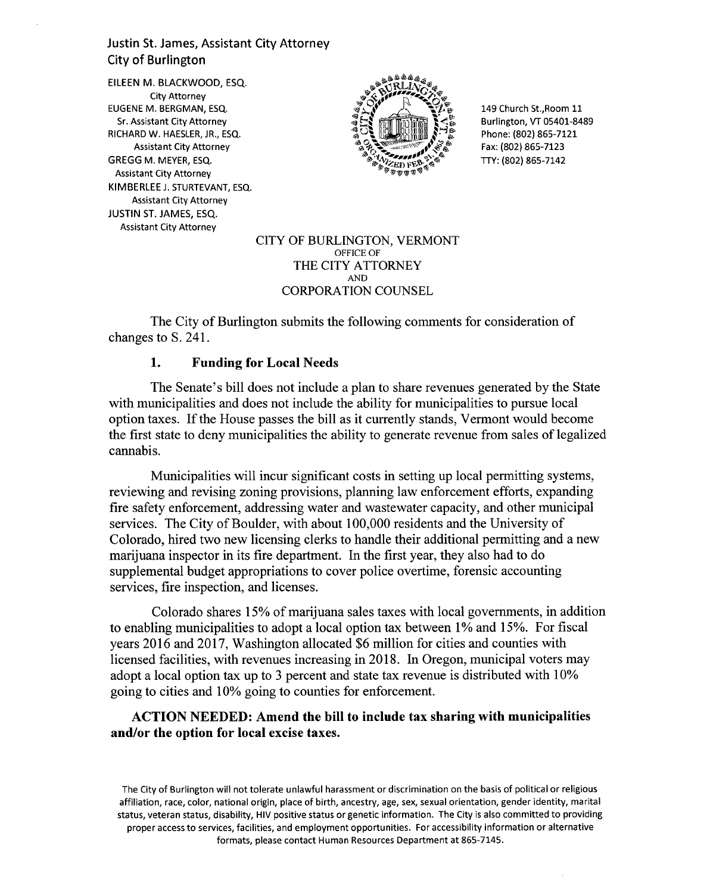Justin St. James, Assistant City Attorney
City of Burlington

EILEEN M. BLACKWOOD, ESQ.
City Attorney
EUGENE M. BERGMAN, ESQ.
Sr. Assistant City Attorney
RICHARD W. HAESLER, JR., ESQ.
Assistant City Attorney
GREGG M. MEYER, ESQ.
Assistant City Attorney
KIMBERLEE J. STURTEVANT, ESQ.
Assistant City Attorney
JUSTIN ST. JAMES, ESQ.
Assistant City Attorney

149 Church St.,Room 11
Burlington, VT 05401-8489
Phone: (802) 865-7121
Fax: (802) 865-7123
TTY: (802) 865-7142

CITY OF BURLINGTON, VERMONT
OFFICE OF
THE CITY ATTORNEY
AND
CORPORATION COUNSEL

The City of Burlington submits the following comments for consideration of changes to S. 241.

## 1. Funding for Local Needs

The Senate's bill does not include a plan to share revenues generated by the State with municipalities and does not include the ability for municipalities to pursue local option taxes. If the House passes the bill as it currently stands, Vermont would become the first state to deny municipalities the ability to generate revenue from sales of legalized cannabis.

Municipalities will incur significant costs in setting up local permitting systems, reviewing and revising zoning provisions, planning law enforcement efforts, expanding fire safety enforcement, addressing water and wastewater capacity, and other municipal services. The City of Boulder, with about 100,000 residents and the University of Colorado, hired two new licensing clerks to handle their additional permitting and a new marijuana inspector in its fire department. In the first year, they also had to do supplemental budget appropriations to cover police overtime, forensic accounting services, fire inspection, and licenses.

Colorado shares 15% of marijuana sales taxes with local governments, in addition to enabling municipalities to adopt a local option tax between 1% and 15%. For fiscal years 2016 and 2017, Washington allocated $6 million for cities and counties with licensed facilities, with revenues increasing in 2018. In Oregon, municipal voters may adopt a local option tax up to 3 percent and state tax revenue is distributed with 10% going to cities and 10% going to counties for enforcement.

**ACTION NEEDED: Amend the bill to include tax sharing with municipalities and/or the option for local excise taxes.**

The City of Burlington will not tolerate unlawful harassment or discrimination on the basis of political or religious affiliation, race, color, national origin, place of birth, ancestry, age, sex, sexual orientation, gender identity, marital status, veteran status, disability, HIV positive status or genetic information. The City is also committed to providing proper access to services, facilities, and employment opportunities. For accessibility information or alternative formats, please contact Human Resources Department at 865-7145.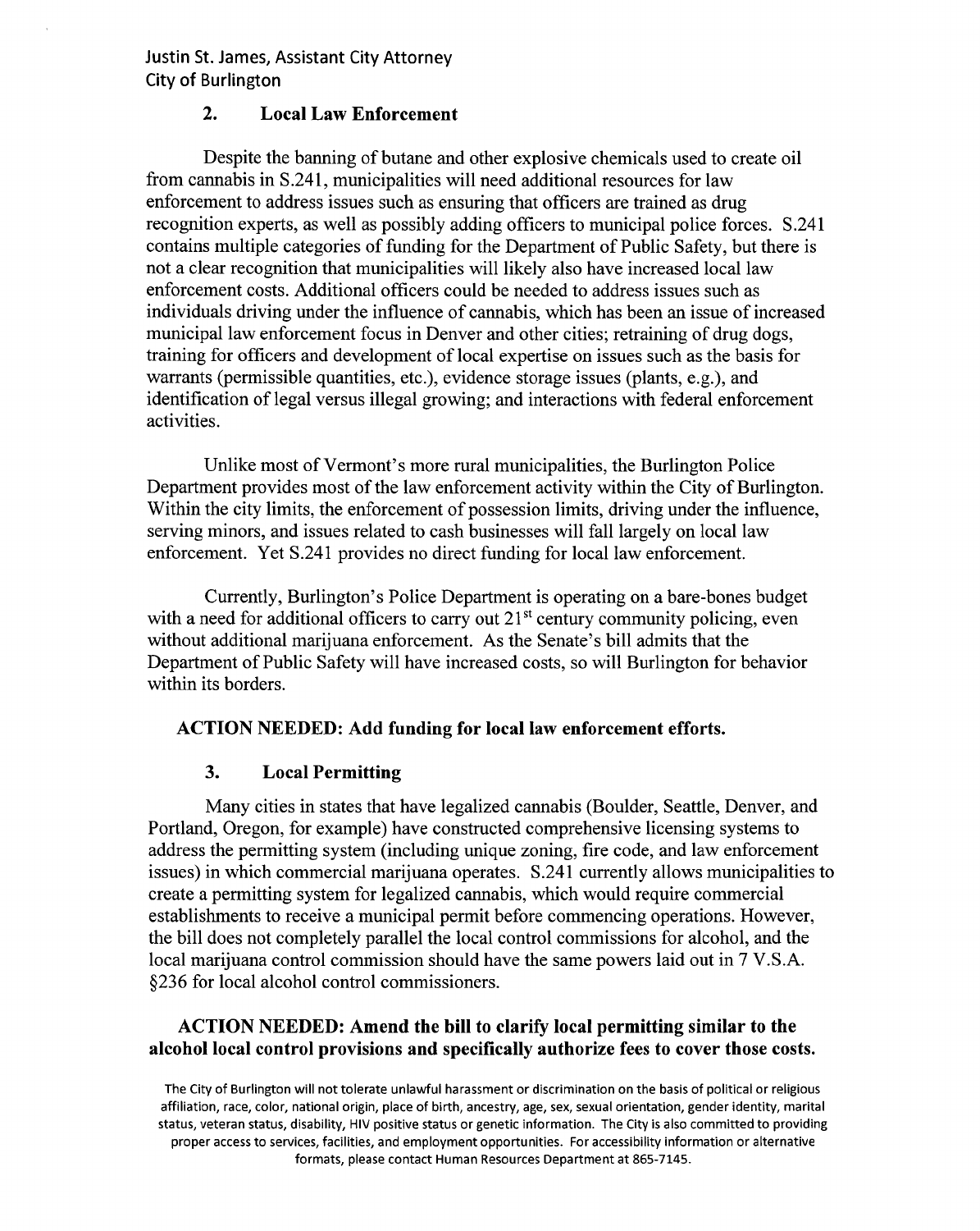### 2. Local Law Enforcement

Despite the banning of butane and other explosive chemicals used to create oil from cannabis in S.241, municipalities will need additional resources for law enforcement to address issues such as ensuring that officers are trained as drug recognition experts, as well as possibly adding officers to municipal police forces. S.241 contains multiple categories of funding for the Department of Public Safety, but there is not a clear recognition that municipalities will likely also have increased local law enforcement costs. Additional officers could be needed to address issues such as individuals driving under the influence of cannabis, which has been an issue of increased municipal law enforcement focus in Denver and other cities; retraining of drug dogs, training for officers and development of local expertise on issues such as the basis for warrants (permissible quantities, etc.), evidence storage issues (plants, e.g.), and identification of legal versus illegal growing; and interactions with federal enforcement activities.

Unlike most of Vermont's more rural municipalities, the Burlington Police Department provides most of the law enforcement activity within the City of Burlington. Within the city limits, the enforcement of possession limits, driving under the influence, serving minors, and issues related to cash businesses will fall largely on local law enforcement. Yet S.241 provides no direct funding for local law enforcement.

Currently, Burlington's Police Department is operating on a bare-bones budget with a need for additional officers to carry out 21st century community policing, even without additional marijuana enforcement. As the Senate's bill admits that the Department of Public Safety will have increased costs, so will Burlington for behavior within its borders.

**ACTION NEEDED: Add funding for local law enforcement efforts.**

### 3. Local Permitting

Many cities in states that have legalized cannabis (Boulder, Seattle, Denver, and Portland, Oregon, for example) have constructed comprehensive licensing systems to address the permitting system (including unique zoning, fire code, and law enforcement issues) in which commercial marijuana operates. S.241 currently allows municipalities to create a permitting system for legalized cannabis, which would require commercial establishments to receive a municipal permit before commencing operations. However, the bill does not completely parallel the local control commissions for alcohol, and the local marijuana control commission should have the same powers laid out in 7 V.S.A. §236 for local alcohol control commissioners.

**ACTION NEEDED: Amend the bill to clarify local permitting similar to the alcohol local control provisions and specifically authorize fees to cover those costs.**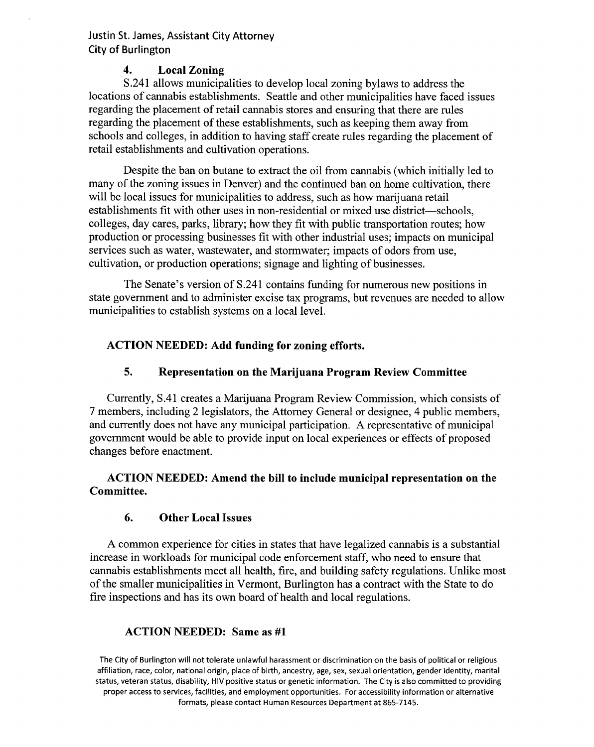Justin St. James, Assistant City Attorney
City of Burlington

### 4. Local Zoning

S.241 allows municipalities to develop local zoning bylaws to address the locations of cannabis establishments. Seattle and other municipalities have faced issues regarding the placement of retail cannabis stores and ensuring that there are rules regarding the placement of these establishments, such as keeping them away from schools and colleges, in addition to having staff create rules regarding the placement of retail establishments and cultivation operations.

Despite the ban on butane to extract the oil from cannabis (which initially led to many of the zoning issues in Denver) and the continued ban on home cultivation, there will be local issues for municipalities to address, such as how marijuana retail establishments fit with other uses in non-residential or mixed use district—schools, colleges, day cares, parks, library; how they fit with public transportation routes; how production or processing businesses fit with other industrial uses; impacts on municipal services such as water, wastewater, and stormwater; impacts of odors from use, cultivation, or production operations; signage and lighting of businesses.

The Senate's version of S.241 contains funding for numerous new positions in state government and to administer excise tax programs, but revenues are needed to allow municipalities to establish systems on a local level.

**ACTION NEEDED: Add funding for zoning efforts.**

### 5. Representation on the Marijuana Program Review Committee

Currently, S.41 creates a Marijuana Program Review Commission, which consists of 7 members, including 2 legislators, the Attorney General or designee, 4 public members, and currently does not have any municipal participation. A representative of municipal government would be able to provide input on local experiences or effects of proposed changes before enactment.

**ACTION NEEDED: Amend the bill to include municipal representation on the Committee.**

### 6. Other Local Issues

A common experience for cities in states that have legalized cannabis is a substantial increase in workloads for municipal code enforcement staff, who need to ensure that cannabis establishments meet all health, fire, and building safety regulations. Unlike most of the smaller municipalities in Vermont, Burlington has a contract with the State to do fire inspections and has its own board of health and local regulations.

**ACTION NEEDED: Same as #1**

The City of Burlington will not tolerate unlawful harassment or discrimination on the basis of political or religious affiliation, race, color, national origin, place of birth, ancestry, age, sex, sexual orientation, gender identity, marital status, veteran status, disability, HIV positive status or genetic information. The City is also committed to providing proper access to services, facilities, and employment opportunities. For accessibility information or alternative formats, please contact Human Resources Department at 865-7145.